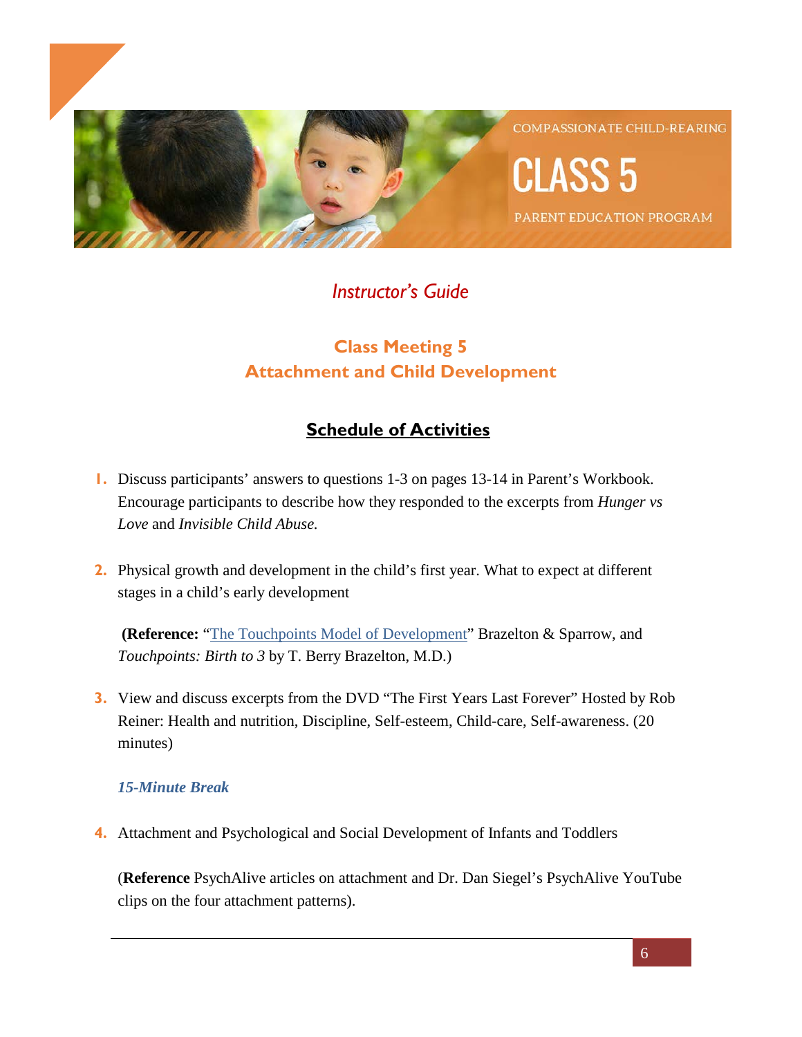COMPASSIONATE CHILD-REARING

# CLASS 5

PARENT EDUCATION PROGRAM

*Instructor's Guide*

## Class Meeting 5
## Attachment and Child Development

### Schedule of Activities

1. Discuss participants' answers to questions 1-3 on pages 13-14 in Parent's Workbook. Encourage participants to describe how they responded to the excerpts from *Hunger vs Love* and *Invisible Child Abuse.*

2. Physical growth and development in the child's first year. What to expect at different stages in a child's early development

   **(Reference:** "The Touchpoints Model of Development" Brazelton & Sparrow, and *Touchpoints: Birth to 3* by T. Berry Brazelton, M.D.)

3. View and discuss excerpts from the DVD "The First Years Last Forever" Hosted by Rob Reiner: Health and nutrition, Discipline, Self-esteem, Child-care, Self-awareness. (20 minutes)

   ***15-Minute Break***

4. Attachment and Psychological and Social Development of Infants and Toddlers

   (**Reference** PsychAlive articles on attachment and Dr. Dan Siegel's PsychAlive YouTube clips on the four attachment patterns).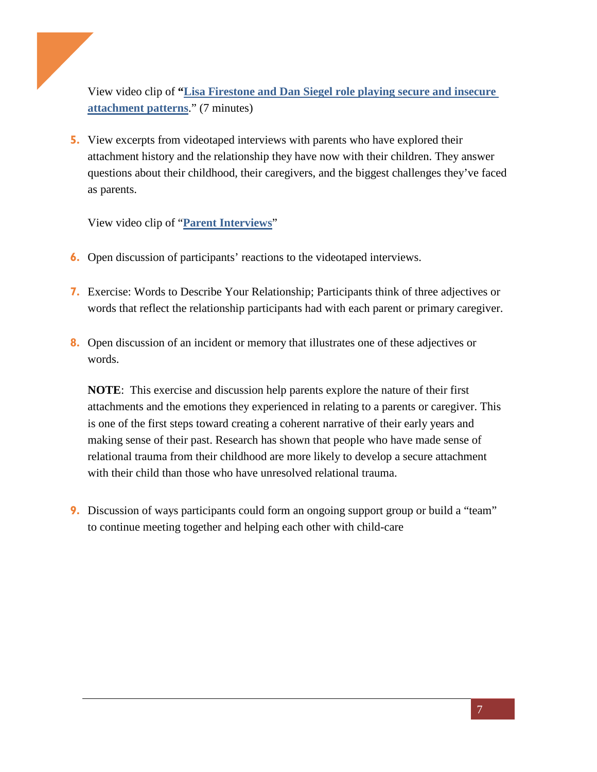View video clip of **"[Lisa Firestone and Dan Siegel role playing secure and insecure attachment patterns]()**." (7 minutes)

5. View excerpts from videotaped interviews with parents who have explored their attachment history and the relationship they have now with their children. They answer questions about their childhood, their caregivers, and the biggest challenges they've faced as parents.

   View video clip of "**[Parent Interviews]()**"

6. Open discussion of participants' reactions to the videotaped interviews.

7. Exercise: Words to Describe Your Relationship; Participants think of three adjectives or words that reflect the relationship participants had with each parent or primary caregiver.

8. Open discussion of an incident or memory that illustrates one of these adjectives or words.

   **NOTE**: This exercise and discussion help parents explore the nature of their first attachments and the emotions they experienced in relating to a parents or caregiver. This is one of the first steps toward creating a coherent narrative of their early years and making sense of their past. Research has shown that people who have made sense of relational trauma from their childhood are more likely to develop a secure attachment with their child than those who have unresolved relational trauma.

9. Discussion of ways participants could form an ongoing support group or build a "team" to continue meeting together and helping each other with child-care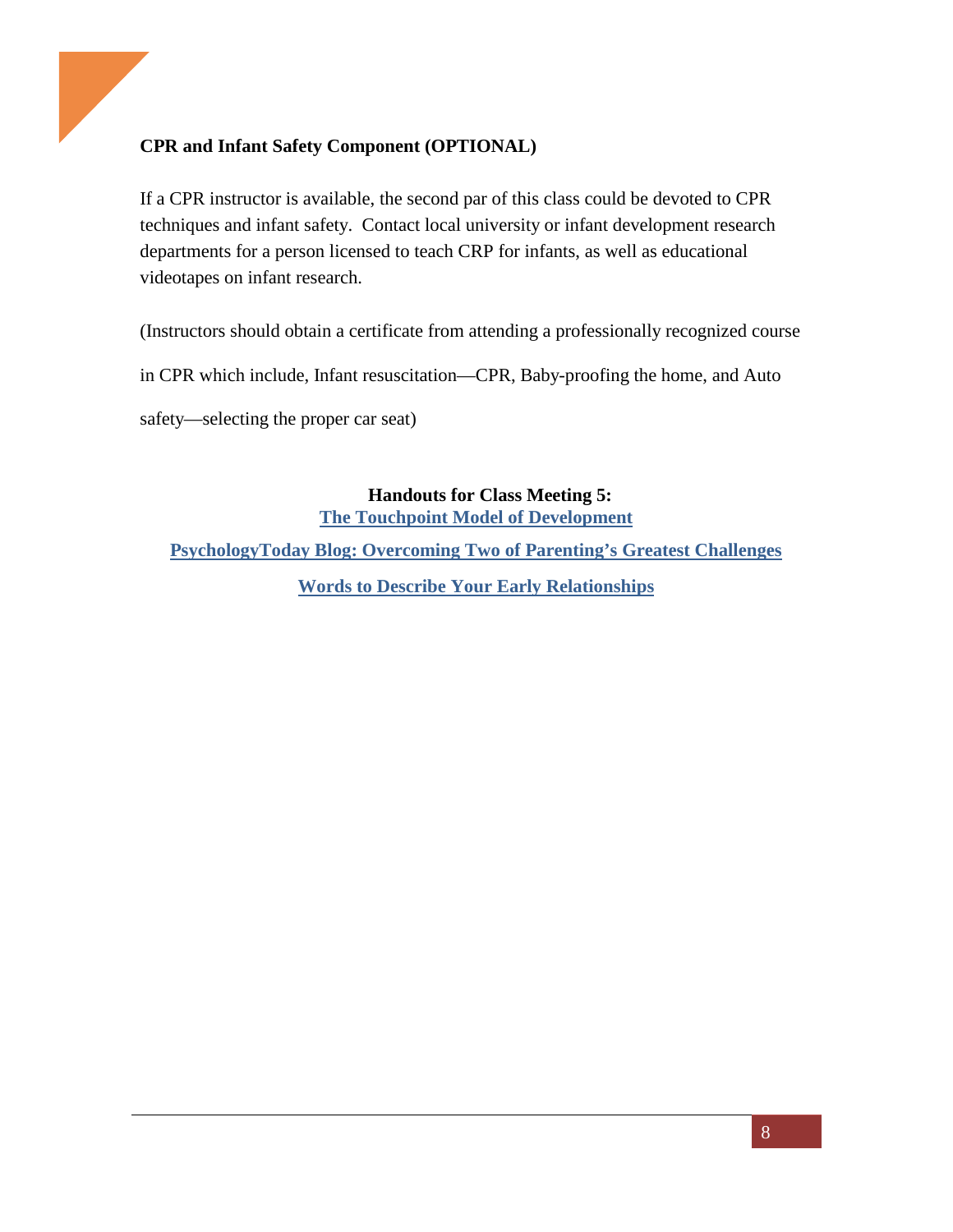**CPR and Infant Safety Component (OPTIONAL)**

If a CPR instructor is available, the second par of this class could be devoted to CPR techniques and infant safety. Contact local university or infant development research departments for a person licensed to teach CRP for infants, as well as educational videotapes on infant research.

(Instructors should obtain a certificate from attending a professionally recognized course in CPR which include, Infant resuscitation—CPR, Baby-proofing the home, and Auto safety—selecting the proper car seat)

**Handouts for Class Meeting 5:**

**The Touchpoint Model of Development**

**PsychologyToday Blog: Overcoming Two of Parenting's Greatest Challenges**

**Words to Describe Your Early Relationships**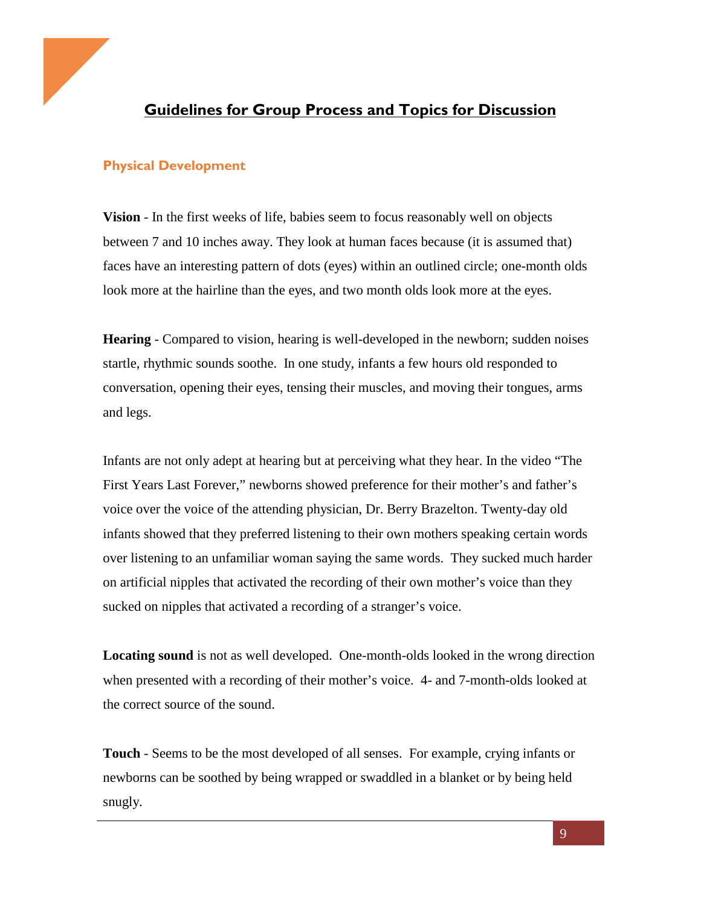# Guidelines for Group Process and Topics for Discussion

## Physical Development

**Vision** - In the first weeks of life, babies seem to focus reasonably well on objects between 7 and 10 inches away. They look at human faces because (it is assumed that) faces have an interesting pattern of dots (eyes) within an outlined circle; one-month olds look more at the hairline than the eyes, and two month olds look more at the eyes.

**Hearing** - Compared to vision, hearing is well-developed in the newborn; sudden noises startle, rhythmic sounds soothe. In one study, infants a few hours old responded to conversation, opening their eyes, tensing their muscles, and moving their tongues, arms and legs.

Infants are not only adept at hearing but at perceiving what they hear. In the video "The First Years Last Forever," newborns showed preference for their mother's and father's voice over the voice of the attending physician, Dr. Berry Brazelton. Twenty-day old infants showed that they preferred listening to their own mothers speaking certain words over listening to an unfamiliar woman saying the same words. They sucked much harder on artificial nipples that activated the recording of their own mother's voice than they sucked on nipples that activated a recording of a stranger's voice.

**Locating sound** is not as well developed. One-month-olds looked in the wrong direction when presented with a recording of their mother's voice. 4- and 7-month-olds looked at the correct source of the sound.

**Touch** - Seems to be the most developed of all senses. For example, crying infants or newborns can be soothed by being wrapped or swaddled in a blanket or by being held snugly.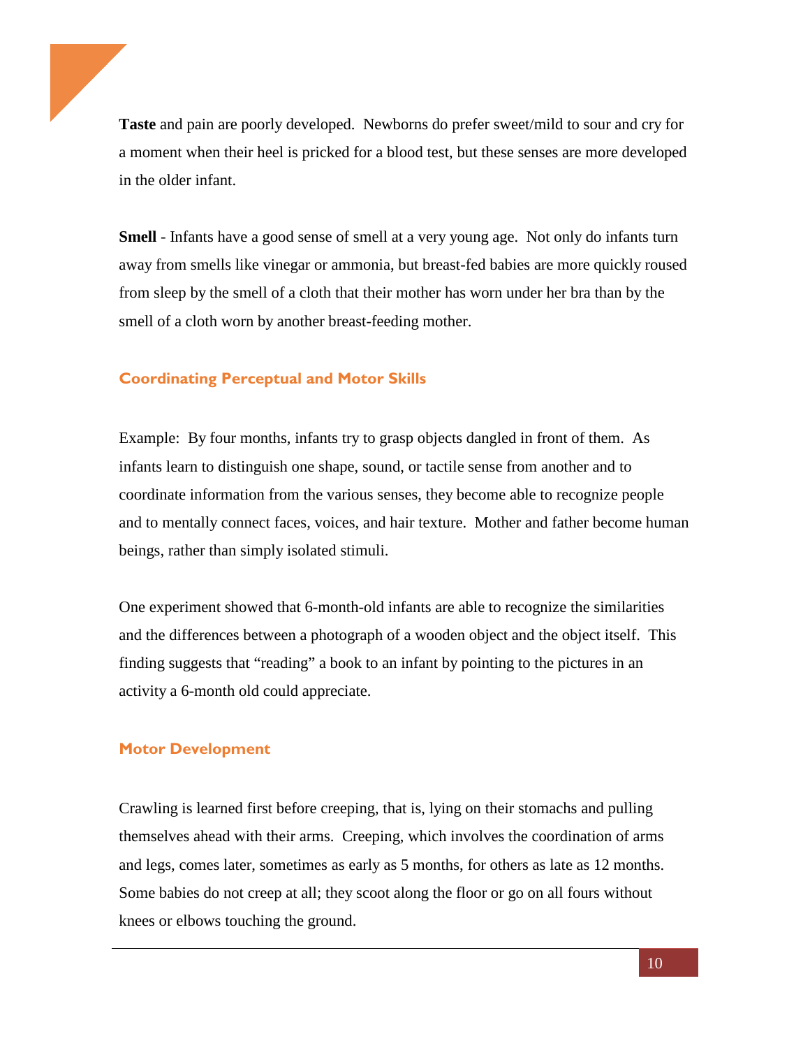**Taste** and pain are poorly developed. Newborns do prefer sweet/mild to sour and cry for a moment when their heel is pricked for a blood test, but these senses are more developed in the older infant.

**Smell** - Infants have a good sense of smell at a very young age. Not only do infants turn away from smells like vinegar or ammonia, but breast-fed babies are more quickly roused from sleep by the smell of a cloth that their mother has worn under her bra than by the smell of a cloth worn by another breast-feeding mother.

## Coordinating Perceptual and Motor Skills

Example: By four months, infants try to grasp objects dangled in front of them. As infants learn to distinguish one shape, sound, or tactile sense from another and to coordinate information from the various senses, they become able to recognize people and to mentally connect faces, voices, and hair texture. Mother and father become human beings, rather than simply isolated stimuli.

One experiment showed that 6-month-old infants are able to recognize the similarities and the differences between a photograph of a wooden object and the object itself. This finding suggests that "reading" a book to an infant by pointing to the pictures in an activity a 6-month old could appreciate.

## Motor Development

Crawling is learned first before creeping, that is, lying on their stomachs and pulling themselves ahead with their arms. Creeping, which involves the coordination of arms and legs, comes later, sometimes as early as 5 months, for others as late as 12 months. Some babies do not creep at all; they scoot along the floor or go on all fours without knees or elbows touching the ground.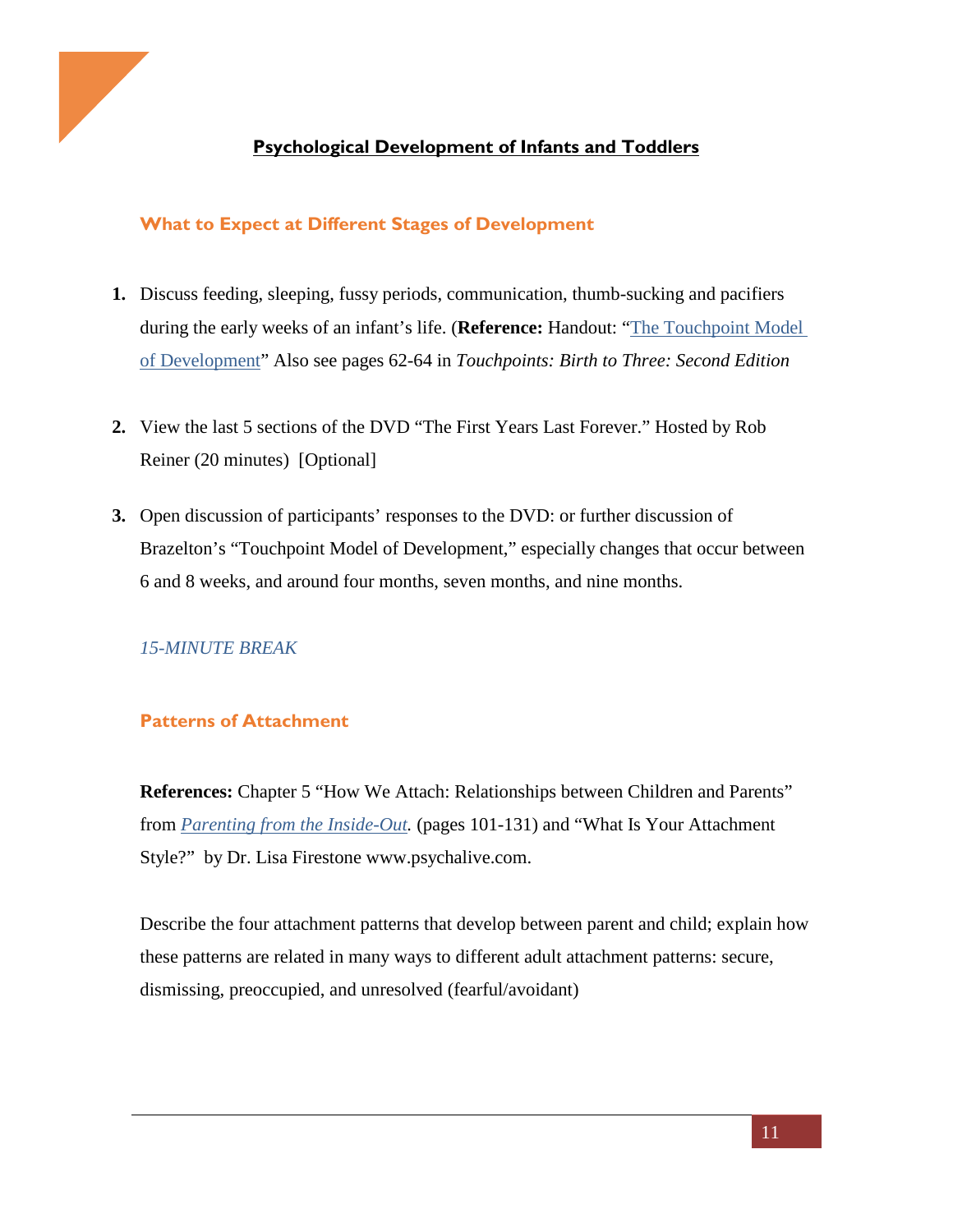## Psychological Development of Infants and Toddlers

### What to Expect at Different Stages of Development

1. Discuss feeding, sleeping, fussy periods, communication, thumb-sucking and pacifiers during the early weeks of an infant's life. (**Reference:** Handout: "The Touchpoint Model of Development" Also see pages 62-64 in *Touchpoints: Birth to Three: Second Edition*

2. View the last 5 sections of the DVD "The First Years Last Forever." Hosted by Rob Reiner (20 minutes) [Optional]

3. Open discussion of participants' responses to the DVD: or further discussion of Brazelton's "Touchpoint Model of Development," especially changes that occur between 6 and 8 weeks, and around four months, seven months, and nine months.

*15-MINUTE BREAK*

### Patterns of Attachment

**References:** Chapter 5 "How We Attach: Relationships between Children and Parents" from *Parenting from the Inside-Out.* (pages 101-131) and "What Is Your Attachment Style?" by Dr. Lisa Firestone www.psychalive.com.

Describe the four attachment patterns that develop between parent and child; explain how these patterns are related in many ways to different adult attachment patterns: secure, dismissing, preoccupied, and unresolved (fearful/avoidant)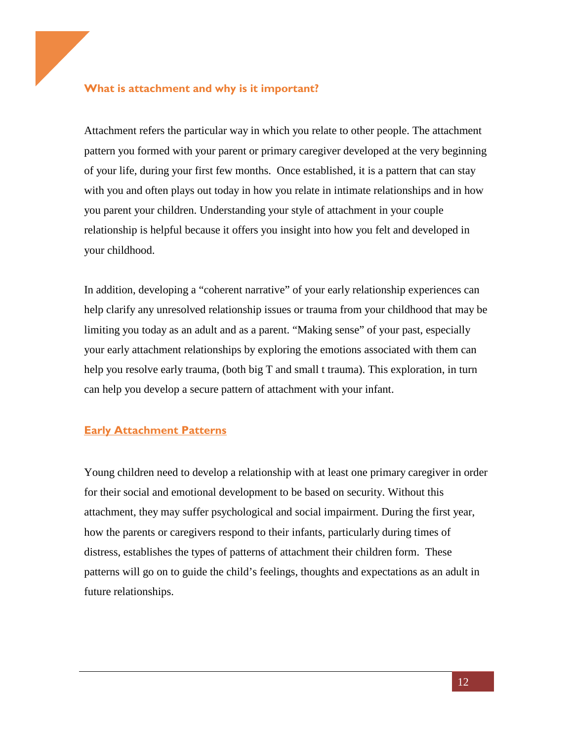## What is attachment and why is it important?

Attachment refers the particular way in which you relate to other people. The attachment pattern you formed with your parent or primary caregiver developed at the very beginning of your life, during your first few months. Once established, it is a pattern that can stay with you and often plays out today in how you relate in intimate relationships and in how you parent your children. Understanding your style of attachment in your couple relationship is helpful because it offers you insight into how you felt and developed in your childhood.

In addition, developing a "coherent narrative" of your early relationship experiences can help clarify any unresolved relationship issues or trauma from your childhood that may be limiting you today as an adult and as a parent. "Making sense" of your past, especially your early attachment relationships by exploring the emotions associated with them can help you resolve early trauma, (both big T and small t trauma). This exploration, in turn can help you develop a secure pattern of attachment with your infant.

## Early Attachment Patterns

Young children need to develop a relationship with at least one primary caregiver in order for their social and emotional development to be based on security. Without this attachment, they may suffer psychological and social impairment. During the first year, how the parents or caregivers respond to their infants, particularly during times of distress, establishes the types of patterns of attachment their children form. These patterns will go on to guide the child's feelings, thoughts and expectations as an adult in future relationships.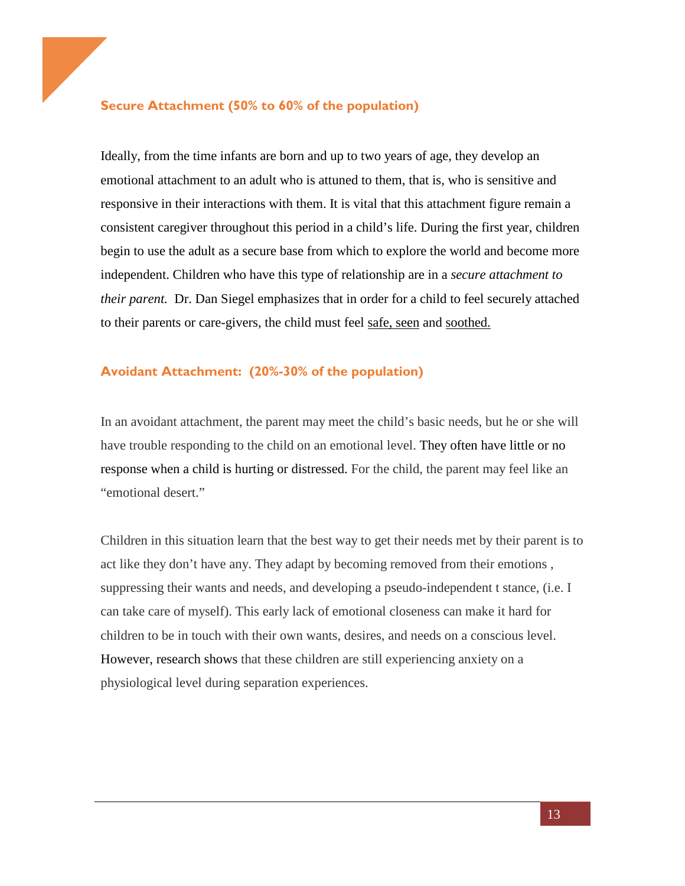### Secure Attachment (50% to 60% of the population)

Ideally, from the time infants are born and up to two years of age, they develop an emotional attachment to an adult who is attuned to them, that is, who is sensitive and responsive in their interactions with them. It is vital that this attachment figure remain a consistent caregiver throughout this period in a child's life. During the first year, children begin to use the adult as a secure base from which to explore the world and become more independent. Children who have this type of relationship are in a *secure attachment to their parent.* Dr. Dan Siegel emphasizes that in order for a child to feel securely attached to their parents or care-givers, the child must feel <u>safe, seen</u> and <u>soothed.</u>

### Avoidant Attachment: (20%-30% of the population)

In an avoidant attachment, the parent may meet the child's basic needs, but he or she will have trouble responding to the child on an emotional level. They often have little or no response when a child is hurting or distressed. For the child, the parent may feel like an "emotional desert."

Children in this situation learn that the best way to get their needs met by their parent is to act like they don't have any. They adapt by becoming removed from their emotions , suppressing their wants and needs, and developing a pseudo-independent t stance, (i.e. I can take care of myself). This early lack of emotional closeness can make it hard for children to be in touch with their own wants, desires, and needs on a conscious level. However, research shows that these children are still experiencing anxiety on a physiological level during separation experiences.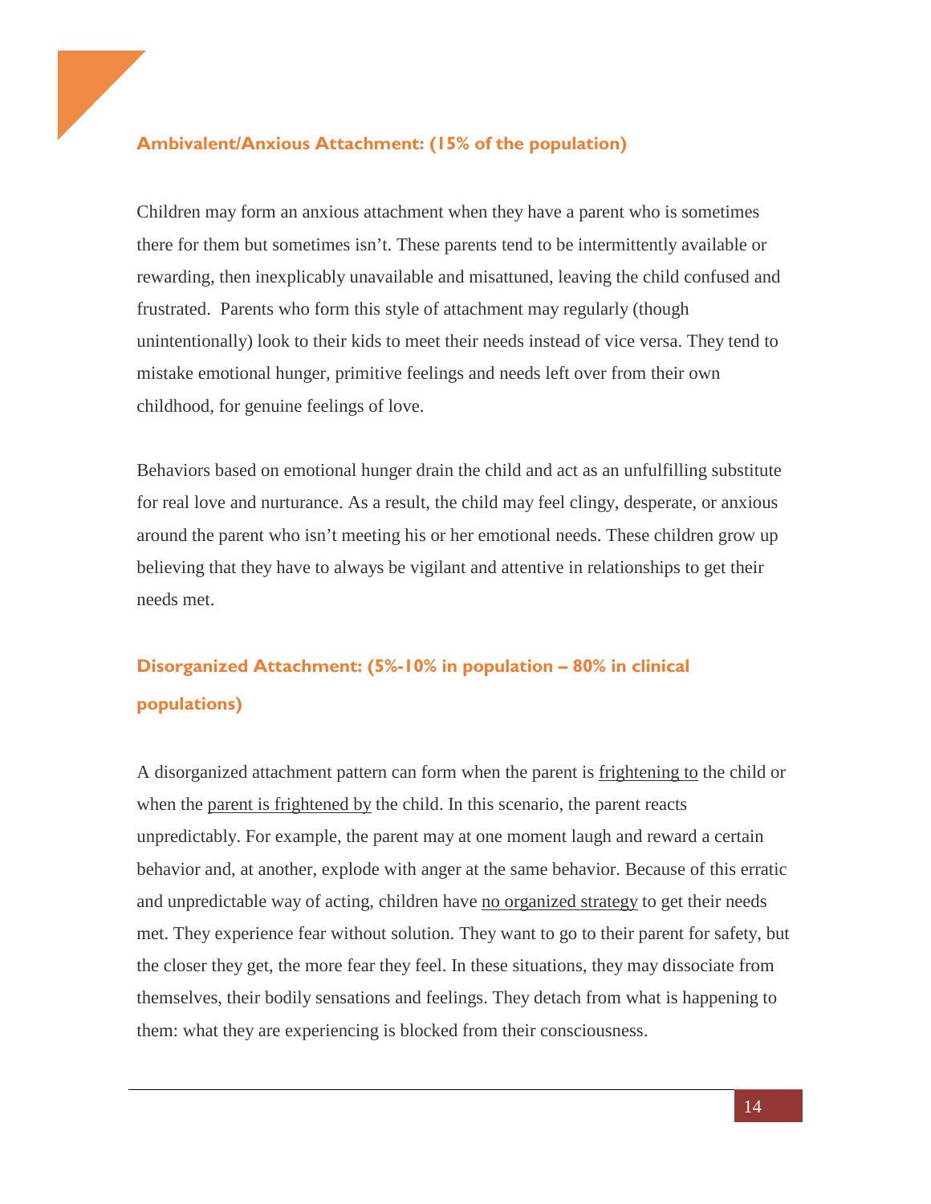### Ambivalent/Anxious Attachment: (15% of the population)

Children may form an anxious attachment when they have a parent who is sometimes there for them but sometimes isn't. These parents tend to be intermittently available or rewarding, then inexplicably unavailable and misattuned, leaving the child confused and frustrated. Parents who form this style of attachment may regularly (though unintentionally) look to their kids to meet their needs instead of vice versa. They tend to mistake emotional hunger, primitive feelings and needs left over from their own childhood, for genuine feelings of love.

Behaviors based on emotional hunger drain the child and act as an unfulfilling substitute for real love and nurturance. As a result, the child may feel clingy, desperate, or anxious around the parent who isn't meeting his or her emotional needs. These children grow up believing that they have to always be vigilant and attentive in relationships to get their needs met.

### Disorganized Attachment: (5%-10% in population – 80% in clinical populations)

A disorganized attachment pattern can form when the parent is <u>frightening to</u> the child or when the <u>parent is frightened by</u> the child. In this scenario, the parent reacts unpredictably. For example, the parent may at one moment laugh and reward a certain behavior and, at another, explode with anger at the same behavior. Because of this erratic and unpredictable way of acting, children have <u>no organized strategy</u> to get their needs met. They experience fear without solution. They want to go to their parent for safety, but the closer they get, the more fear they feel. In these situations, they may dissociate from themselves, their bodily sensations and feelings. They detach from what is happening to them: what they are experiencing is blocked from their consciousness.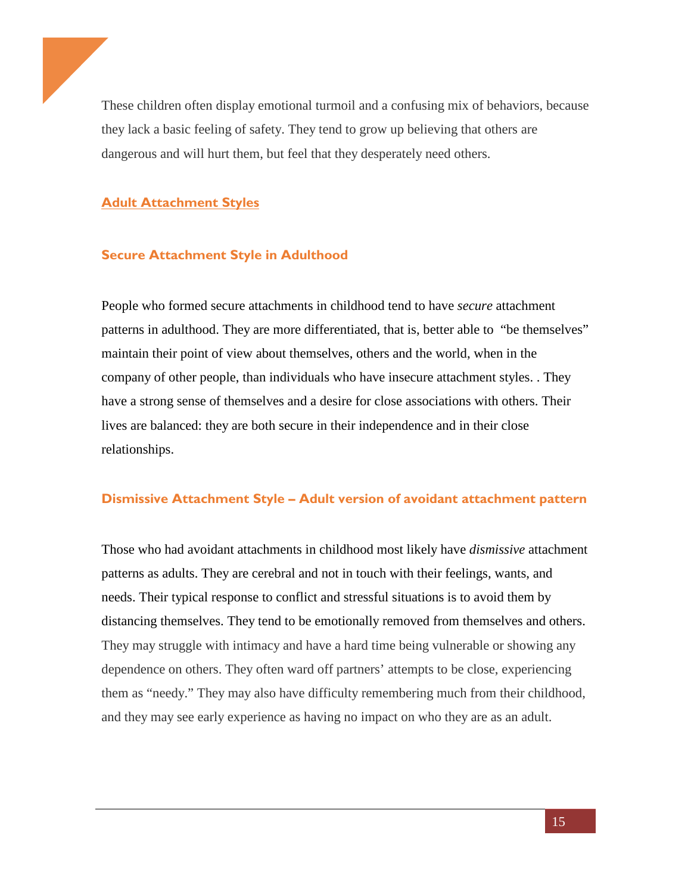These children often display emotional turmoil and a confusing mix of behaviors, because they lack a basic feeling of safety. They tend to grow up believing that others are dangerous and will hurt them, but feel that they desperately need others.

## Adult Attachment Styles

### Secure Attachment Style in Adulthood

People who formed secure attachments in childhood tend to have *secure* attachment patterns in adulthood. They are more differentiated, that is, better able to "be themselves" maintain their point of view about themselves, others and the world, when in the company of other people, than individuals who have insecure attachment styles. . They have a strong sense of themselves and a desire for close associations with others. Their lives are balanced: they are both secure in their independence and in their close relationships.

### Dismissive Attachment Style – Adult version of avoidant attachment pattern

Those who had avoidant attachments in childhood most likely have *dismissive* attachment patterns as adults. They are cerebral and not in touch with their feelings, wants, and needs. Their typical response to conflict and stressful situations is to avoid them by distancing themselves. They tend to be emotionally removed from themselves and others. They may struggle with intimacy and have a hard time being vulnerable or showing any dependence on others. They often ward off partners' attempts to be close, experiencing them as "needy." They may also have difficulty remembering much from their childhood, and they may see early experience as having no impact on who they are as an adult.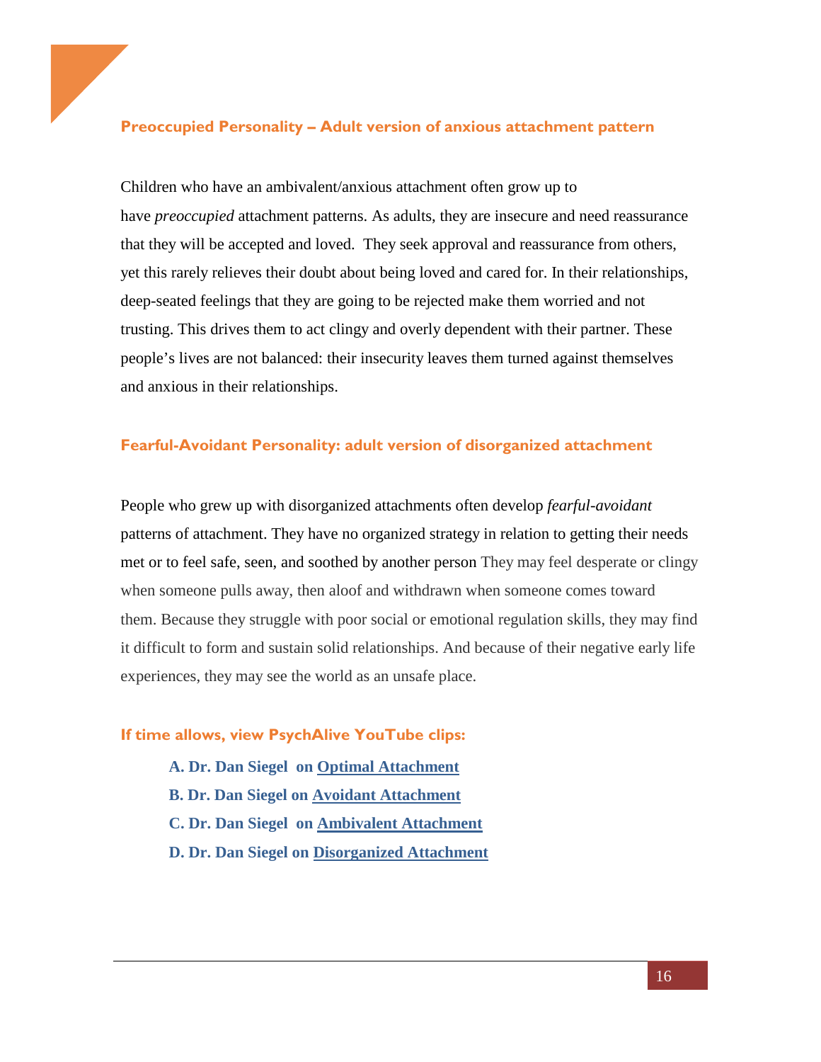### Preoccupied Personality – Adult version of anxious attachment pattern

Children who have an ambivalent/anxious attachment often grow up to have *preoccupied* attachment patterns. As adults, they are insecure and need reassurance that they will be accepted and loved. They seek approval and reassurance from others, yet this rarely relieves their doubt about being loved and cared for. In their relationships, deep-seated feelings that they are going to be rejected make them worried and not trusting. This drives them to act clingy and overly dependent with their partner. These people's lives are not balanced: their insecurity leaves them turned against themselves and anxious in their relationships.

### Fearful-Avoidant Personality: adult version of disorganized attachment

People who grew up with disorganized attachments often develop *fearful-avoidant* patterns of attachment. They have no organized strategy in relation to getting their needs met or to feel safe, seen, and soothed by another person They may feel desperate or clingy when someone pulls away, then aloof and withdrawn when someone comes toward them. Because they struggle with poor social or emotional regulation skills, they may find it difficult to form and sustain solid relationships. And because of their negative early life experiences, they may see the world as an unsafe place.

### If time allows, view PsychAlive YouTube clips:

**A. Dr. Dan Siegel on Optimal Attachment**
**B. Dr. Dan Siegel on Avoidant Attachment**
**C. Dr. Dan Siegel on Ambivalent Attachment**
**D. Dr. Dan Siegel on Disorganized Attachment**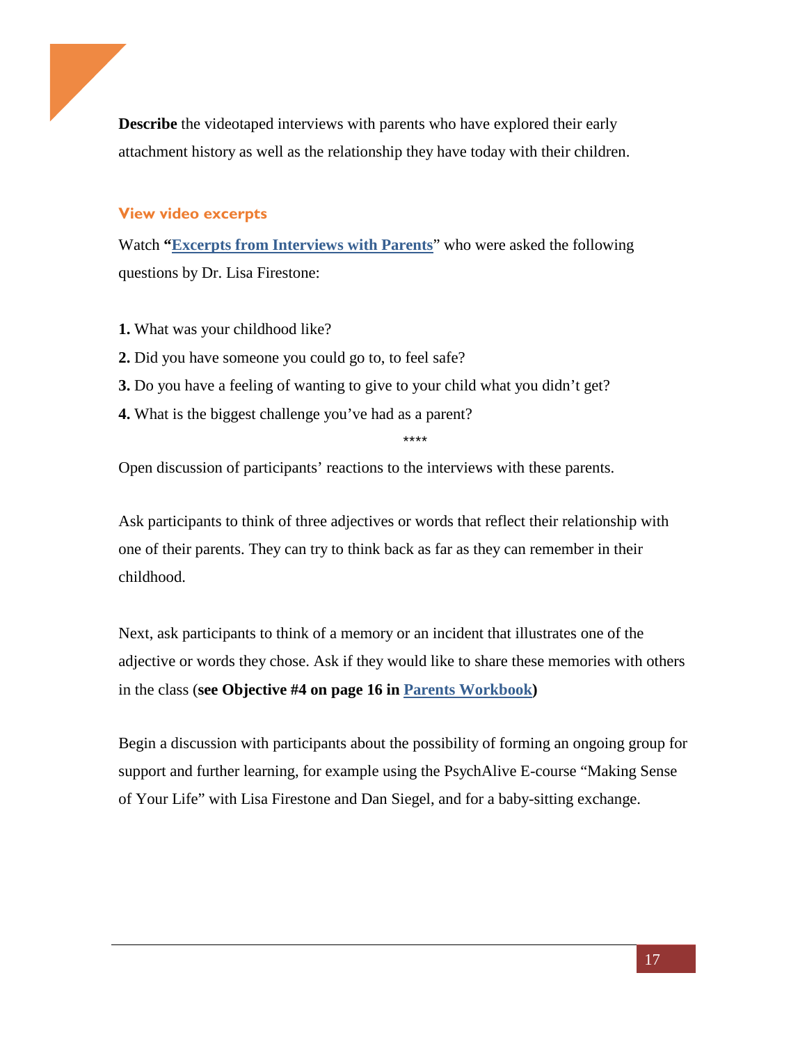**Describe** the videotaped interviews with parents who have explored their early attachment history as well as the relationship they have today with their children.

## View video excerpts

Watch "**Excerpts from Interviews with Parents**" who were asked the following questions by Dr. Lisa Firestone:

**1.** What was your childhood like?
**2.** Did you have someone you could go to, to feel safe?
**3.** Do you have a feeling of wanting to give to your child what you didn't get?
**4.** What is the biggest challenge you've had as a parent?

****

Open discussion of participants' reactions to the interviews with these parents.

Ask participants to think of three adjectives or words that reflect their relationship with one of their parents. They can try to think back as far as they can remember in their childhood.

Next, ask participants to think of a memory or an incident that illustrates one of the adjective or words they chose. Ask if they would like to share these memories with others in the class (**see Objective #4 on page 16 in Parents Workbook**)

Begin a discussion with participants about the possibility of forming an ongoing group for support and further learning, for example using the PsychAlive E-course "Making Sense of Your Life" with Lisa Firestone and Dan Siegel, and for a baby-sitting exchange.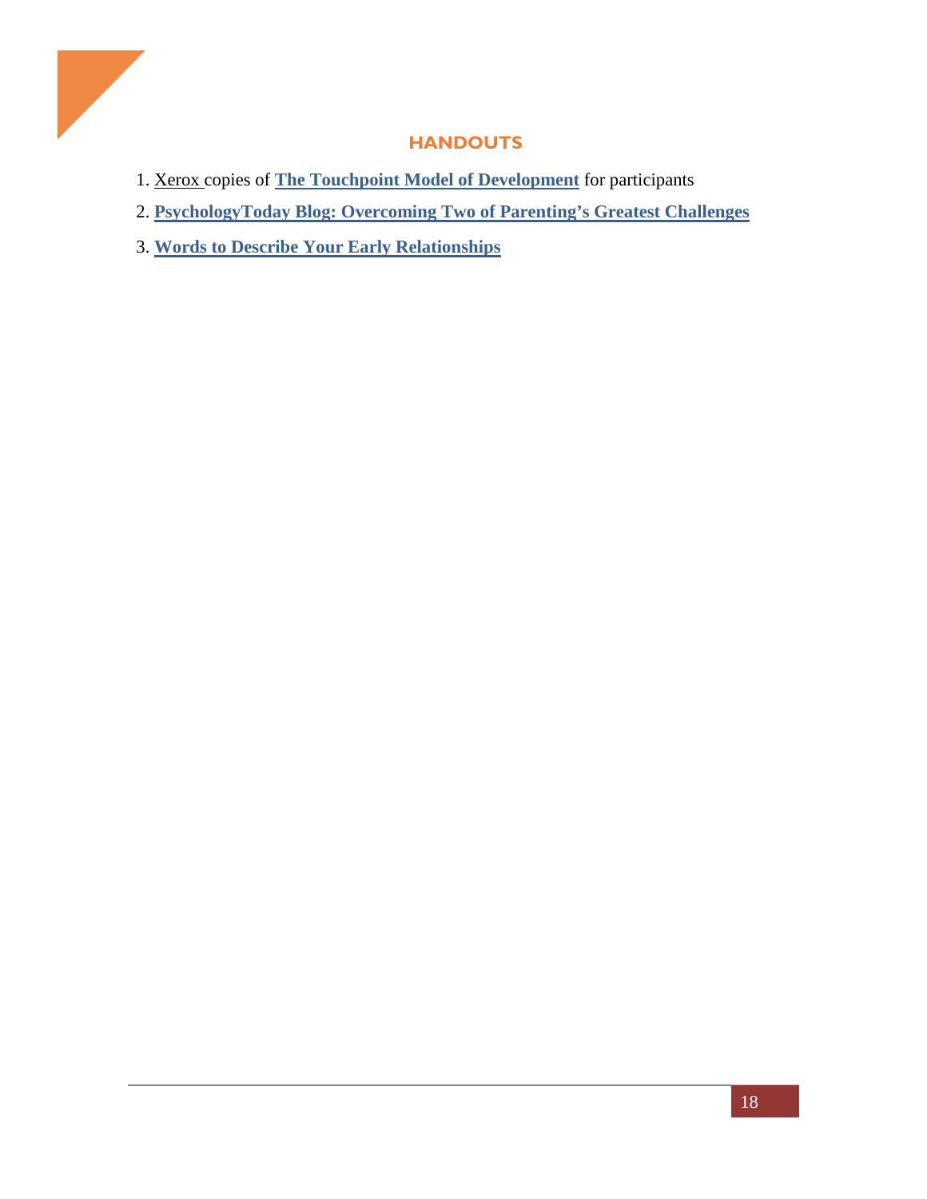## HANDOUTS

1. Xerox copies of **The Touchpoint Model of Development** for participants
2. **PsychologyToday Blog: Overcoming Two of Parenting's Greatest Challenges**
3. **Words to Describe Your Early Relationships**